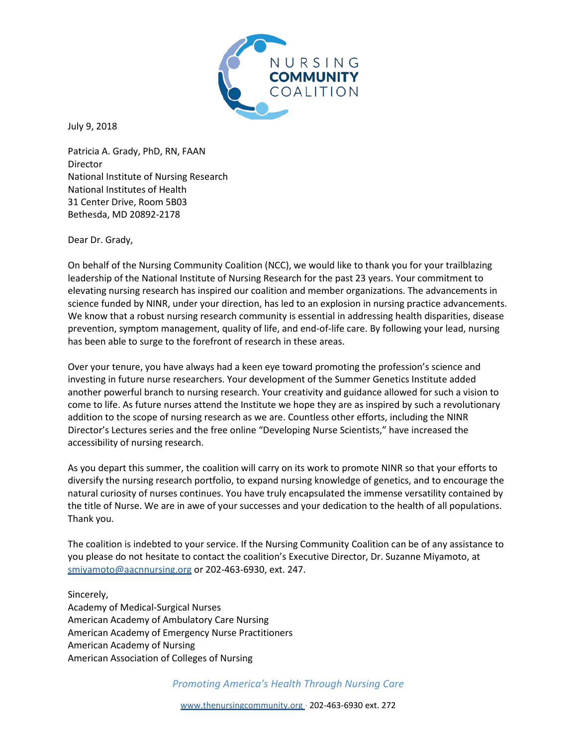NURSING **COMMUNITY** COALITION

July 9, 2018

Patricia A. Grady, PhD, RN, FAAN
Director
National Institute of Nursing Research
National Institutes of Health
31 Center Drive, Room 5B03
Bethesda, MD 20892-2178

Dear Dr. Grady,

On behalf of the Nursing Community Coalition (NCC), we would like to thank you for your trailblazing leadership of the National Institute of Nursing Research for the past 23 years. Your commitment to elevating nursing research has inspired our coalition and member organizations. The advancements in science funded by NINR, under your direction, has led to an explosion in nursing practice advancements. We know that a robust nursing research community is essential in addressing health disparities, disease prevention, symptom management, quality of life, and end-of-life care. By following your lead, nursing has been able to surge to the forefront of research in these areas.

Over your tenure, you have always had a keen eye toward promoting the profession's science and investing in future nurse researchers. Your development of the Summer Genetics Institute added another powerful branch to nursing research. Your creativity and guidance allowed for such a vision to come to life. As future nurses attend the Institute we hope they are as inspired by such a revolutionary addition to the scope of nursing research as we are. Countless other efforts, including the NINR Director's Lectures series and the free online "Developing Nurse Scientists," have increased the accessibility of nursing research.

As you depart this summer, the coalition will carry on its work to promote NINR so that your efforts to diversify the nursing research portfolio, to expand nursing knowledge of genetics, and to encourage the natural curiosity of nurses continues. You have truly encapsulated the immense versatility contained by the title of Nurse. We are in awe of your successes and your dedication to the health of all populations. Thank you.

The coalition is indebted to your service. If the Nursing Community Coalition can be of any assistance to you please do not hesitate to contact the coalition's Executive Director, Dr. Suzanne Miyamoto, at smiyamoto@aacnnursing.org or 202-463-6930, ext. 247.

Sincerely,
Academy of Medical-Surgical Nurses
American Academy of Ambulatory Care Nursing
American Academy of Emergency Nurse Practitioners
American Academy of Nursing
American Association of Colleges of Nursing

*Promoting America's Health Through Nursing Care*

www.thenursingcommunity.org · 202-463-6930 ext. 272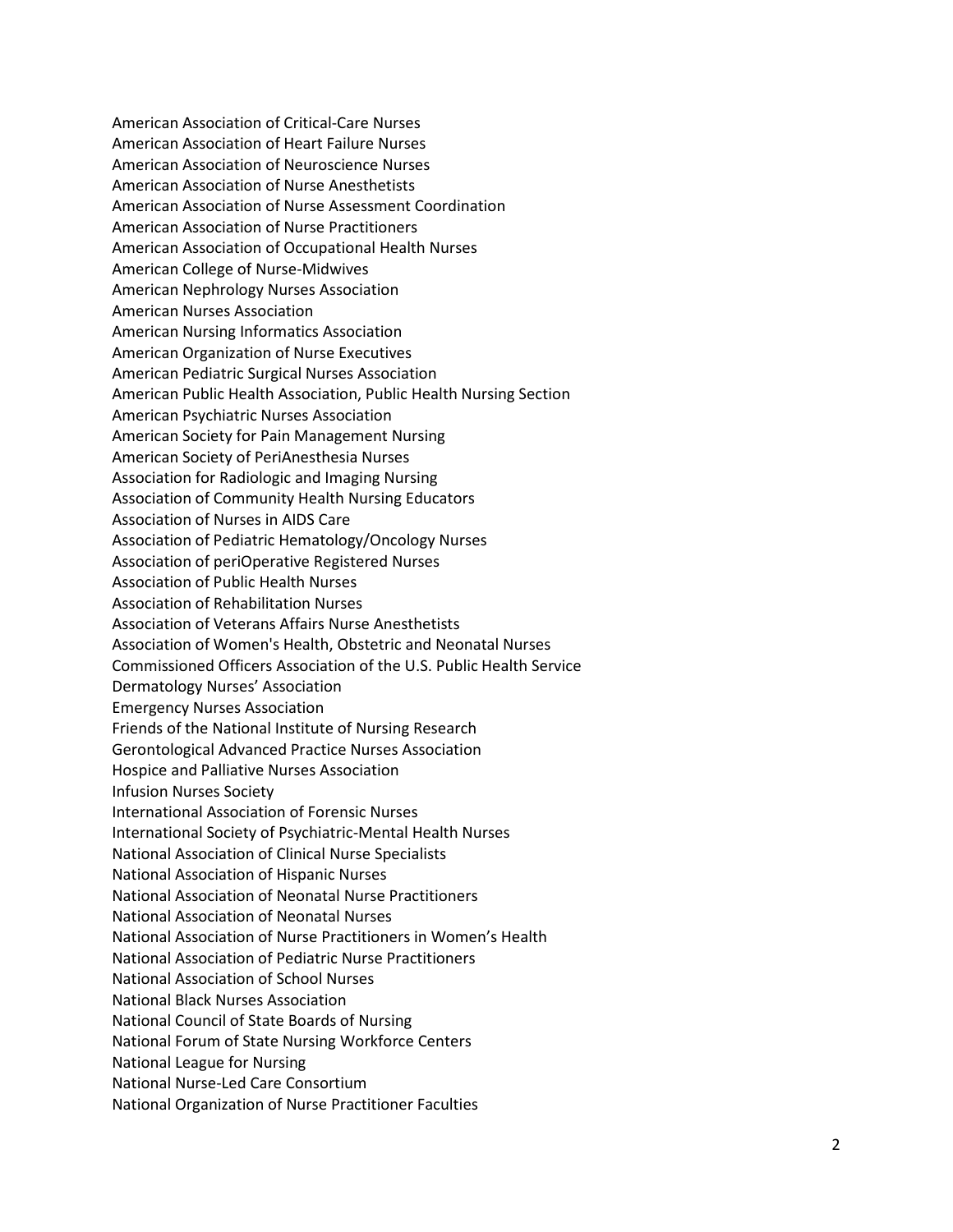American Association of Critical-Care Nurses
American Association of Heart Failure Nurses
American Association of Neuroscience Nurses
American Association of Nurse Anesthetists
American Association of Nurse Assessment Coordination
American Association of Nurse Practitioners
American Association of Occupational Health Nurses
American College of Nurse-Midwives
American Nephrology Nurses Association
American Nurses Association
American Nursing Informatics Association
American Organization of Nurse Executives
American Pediatric Surgical Nurses Association
American Public Health Association, Public Health Nursing Section
American Psychiatric Nurses Association
American Society for Pain Management Nursing
American Society of PeriAnesthesia Nurses
Association for Radiologic and Imaging Nursing
Association of Community Health Nursing Educators
Association of Nurses in AIDS Care
Association of Pediatric Hematology/Oncology Nurses
Association of periOperative Registered Nurses
Association of Public Health Nurses
Association of Rehabilitation Nurses
Association of Veterans Affairs Nurse Anesthetists
Association of Women's Health, Obstetric and Neonatal Nurses
Commissioned Officers Association of the U.S. Public Health Service
Dermatology Nurses' Association
Emergency Nurses Association
Friends of the National Institute of Nursing Research
Gerontological Advanced Practice Nurses Association
Hospice and Palliative Nurses Association
Infusion Nurses Society
International Association of Forensic Nurses
International Society of Psychiatric-Mental Health Nurses
National Association of Clinical Nurse Specialists
National Association of Hispanic Nurses
National Association of Neonatal Nurse Practitioners
National Association of Neonatal Nurses
National Association of Nurse Practitioners in Women's Health
National Association of Pediatric Nurse Practitioners
National Association of School Nurses
National Black Nurses Association
National Council of State Boards of Nursing
National Forum of State Nursing Workforce Centers
National League for Nursing
National Nurse-Led Care Consortium
National Organization of Nurse Practitioner Faculties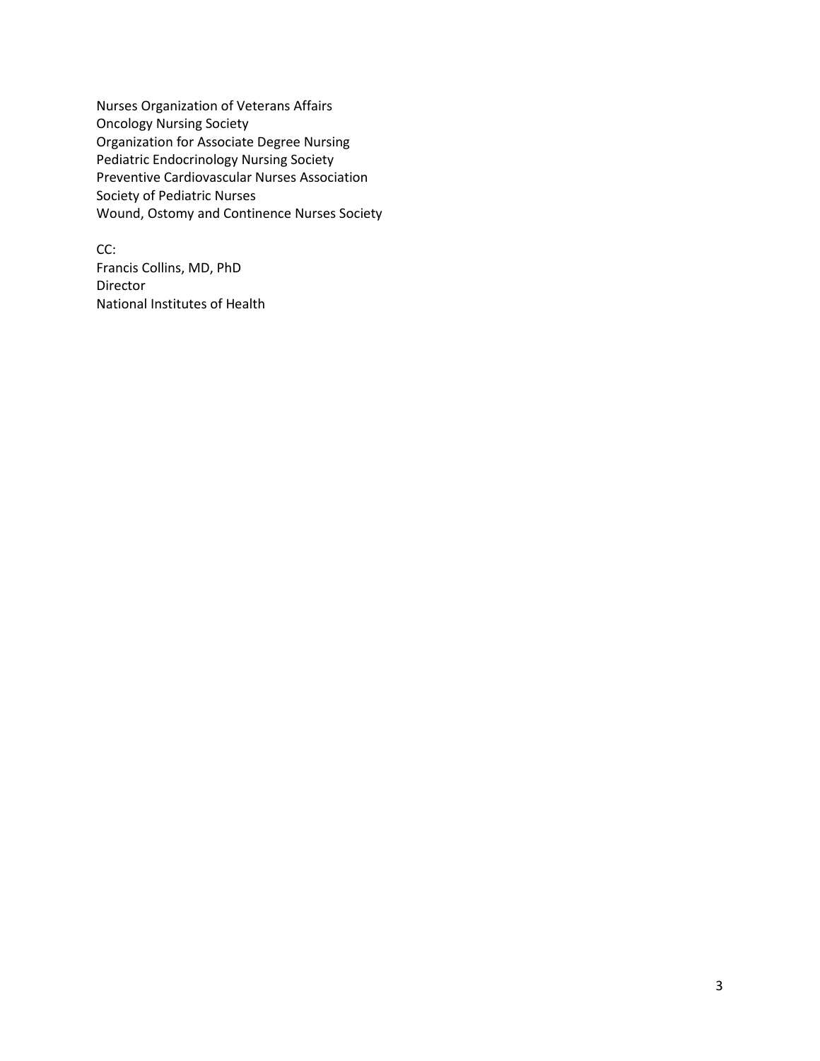Nurses Organization of Veterans Affairs
Oncology Nursing Society
Organization for Associate Degree Nursing
Pediatric Endocrinology Nursing Society
Preventive Cardiovascular Nurses Association
Society of Pediatric Nurses
Wound, Ostomy and Continence Nurses Society

CC:
Francis Collins, MD, PhD
Director
National Institutes of Health